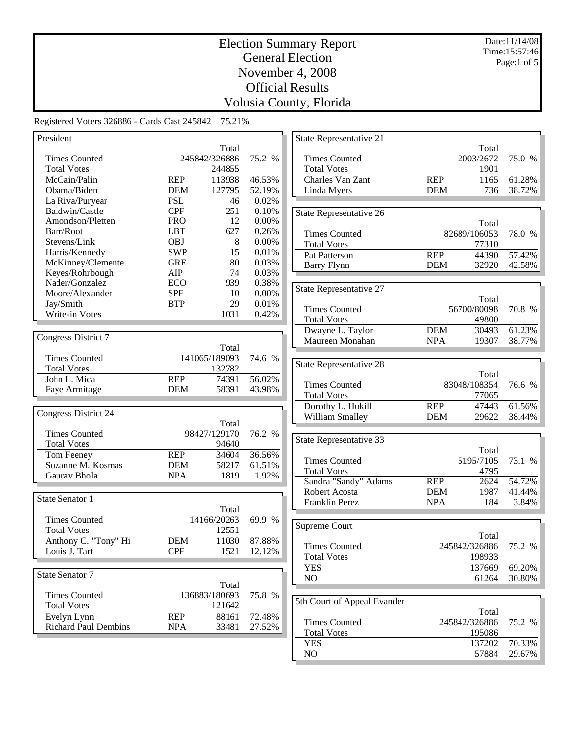# Election Summary Report
## General Election
## November 4, 2008
## Official Results
## Volusia County, Florida

Date:11/14/08
Time:15:57:46

Registered Voters 326886 - Cards Cast 245842 75.21%

### President

| | | Total | |
|---|---|---|---|
| Times Counted | | 245842/326886 | 75.2 % |
| Total Votes | | 244855 | |
| McCain/Palin | REP | 113938 | 46.53% |
| Obama/Biden | DEM | 127795 | 52.19% |
| La Riva/Puryear | PSL | 46 | 0.02% |
| Baldwin/Castle | CPF | 251 | 0.10% |
| Amondson/Pletten | PRO | 12 | 0.00% |
| Barr/Root | LBT | 627 | 0.26% |
| Stevens/Link | OBJ | 8 | 0.00% |
| Harris/Kennedy | SWP | 15 | 0.01% |
| McKinney/Clemente | GRE | 80 | 0.03% |
| Keyes/Rohrbough | AIP | 74 | 0.03% |
| Nader/Gonzalez | ECO | 939 | 0.38% |
| Moore/Alexander | SPF | 10 | 0.00% |
| Jay/Smith | BTP | 29 | 0.01% |
| Write-in Votes | | 1031 | 0.42% |

### Congress District 7

| | | Total | |
|---|---|---|---|
| Times Counted | | 141065/189093 | 74.6 % |
| Total Votes | | 132782 | |
| John L. Mica | REP | 74391 | 56.02% |
| Faye Armitage | DEM | 58391 | 43.98% |

### Congress District 24

| | | Total | |
|---|---|---|---|
| Times Counted | | 98427/129170 | 76.2 % |
| Total Votes | | 94640 | |
| Tom Feeney | REP | 34604 | 36.56% |
| Suzanne M. Kosmas | DEM | 58217 | 61.51% |
| Gaurav Bhola | NPA | 1819 | 1.92% |

### State Senator 1

| | | Total | |
|---|---|---|---|
| Times Counted | | 14166/20263 | 69.9 % |
| Total Votes | | 12551 | |
| Anthony C. "Tony" Hi | DEM | 11030 | 87.88% |
| Louis J. Tart | CPF | 1521 | 12.12% |

### State Senator 7

| | | Total | |
|---|---|---|---|
| Times Counted | | 136883/180693 | 75.8 % |
| Total Votes | | 121642 | |
| Evelyn Lynn | REP | 88161 | 72.48% |
| Richard Paul Dembins | NPA | 33481 | 27.52% |

### State Representative 21

| | | Total | |
|---|---|---|---|
| Times Counted | | 2003/2672 | 75.0 % |
| Total Votes | | 1901 | |
| Charles Van Zant | REP | 1165 | 61.28% |
| Linda Myers | DEM | 736 | 38.72% |

### State Representative 26

| | | Total | |
|---|---|---|---|
| Times Counted | | 82689/106053 | 78.0 % |
| Total Votes | | 77310 | |
| Pat Patterson | REP | 44390 | 57.42% |
| Barry Flynn | DEM | 32920 | 42.58% |

### State Representative 27

| | | Total | |
|---|---|---|---|
| Times Counted | | 56700/80098 | 70.8 % |
| Total Votes | | 49800 | |
| Dwayne L. Taylor | DEM | 30493 | 61.23% |
| Maureen Monahan | NPA | 19307 | 38.77% |

### State Representative 28

| | | Total | |
|---|---|---|---|
| Times Counted | | 83048/108354 | 76.6 % |
| Total Votes | | 77065 | |
| Dorothy L. Hukill | REP | 47443 | 61.56% |
| William Smalley | DEM | 29622 | 38.44% |

### State Representative 33

| | | Total | |
|---|---|---|---|
| Times Counted | | 5195/7105 | 73.1 % |
| Total Votes | | 4795 | |
| Sandra "Sandy" Adams | REP | 2624 | 54.72% |
| Robert Acosta | DEM | 1987 | 41.44% |
| Franklin Perez | NPA | 184 | 3.84% |

### Supreme Court

| | Total | |
|---|---|---|
| Times Counted | 245842/326886 | 75.2 % |
| Total Votes | 198933 | |
| YES | 137669 | 69.20% |
| NO | 61264 | 30.80% |

### 5th Court of Appeal Evander

| | Total | |
|---|---|---|
| Times Counted | 245842/326886 | 75.2 % |
| Total Votes | 195086 | |
| YES | 137202 | 70.33% |
| NO | 57884 | 29.67% |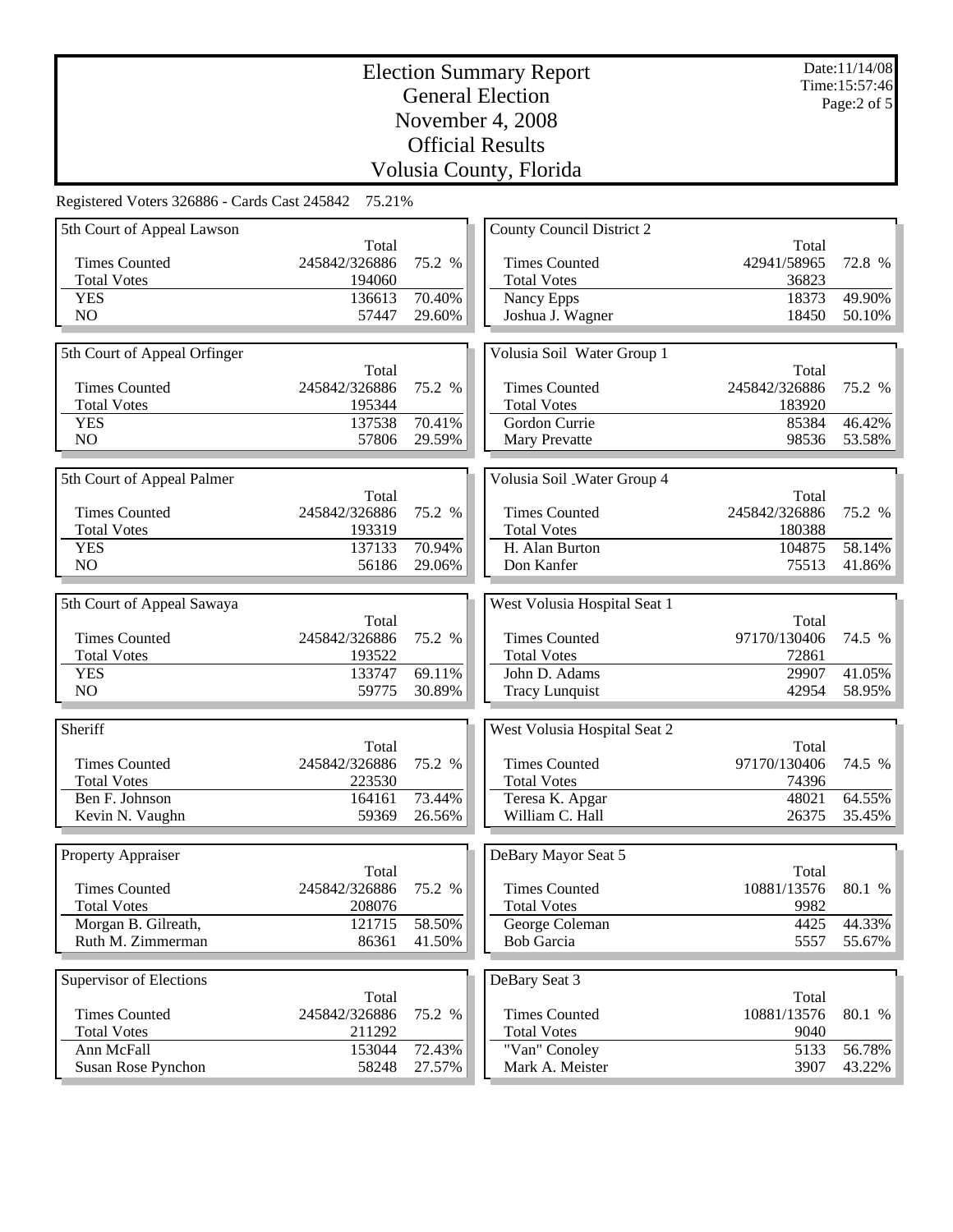# Election Summary Report
## General Election
## November 4, 2008
## Official Results
## Volusia County, Florida

Date:11/14/08
Time:15:57:46

Registered Voters 326886 - Cards Cast 245842 75.21%

### 5th Court of Appeal Lawson

| | Total | |
|---|---|---|
| Times Counted | 245842/326886 | 75.2 % |
| Total Votes | 194060 | |
| YES | 136613 | 70.40% |
| NO | 57447 | 29.60% |

### 5th Court of Appeal Orfinger

| | Total | |
|---|---|---|
| Times Counted | 245842/326886 | 75.2 % |
| Total Votes | 195344 | |
| YES | 137538 | 70.41% |
| NO | 57806 | 29.59% |

### 5th Court of Appeal Palmer

| | Total | |
|---|---|---|
| Times Counted | 245842/326886 | 75.2 % |
| Total Votes | 193319 | |
| YES | 137133 | 70.94% |
| NO | 56186 | 29.06% |

### 5th Court of Appeal Sawaya

| | Total | |
|---|---|---|
| Times Counted | 245842/326886 | 75.2 % |
| Total Votes | 193522 | |
| YES | 133747 | 69.11% |
| NO | 59775 | 30.89% |

### Sheriff

| | Total | |
|---|---|---|
| Times Counted | 245842/326886 | 75.2 % |
| Total Votes | 223530 | |
| Ben F. Johnson | 164161 | 73.44% |
| Kevin N. Vaughn | 59369 | 26.56% |

### Property Appraiser

| | Total | |
|---|---|---|
| Times Counted | 245842/326886 | 75.2 % |
| Total Votes | 208076 | |
| Morgan B. Gilreath, | 121715 | 58.50% |
| Ruth M. Zimmerman | 86361 | 41.50% |

### Supervisor of Elections

| | Total | |
|---|---|---|
| Times Counted | 245842/326886 | 75.2 % |
| Total Votes | 211292 | |
| Ann McFall | 153044 | 72.43% |
| Susan Rose Pynchon | 58248 | 27.57% |

### County Council District 2

| | Total | |
|---|---|---|
| Times Counted | 42941/58965 | 72.8 % |
| Total Votes | 36823 | |
| Nancy Epps | 18373 | 49.90% |
| Joshua J. Wagner | 18450 | 50.10% |

### Volusia Soil Water Group 1

| | Total | |
|---|---|---|
| Times Counted | 245842/326886 | 75.2 % |
| Total Votes | 183920 | |
| Gordon Currie | 85384 | 46.42% |
| Mary Prevatte | 98536 | 53.58% |

### Volusia Soil _Water Group 4

| | Total | |
|---|---|---|
| Times Counted | 245842/326886 | 75.2 % |
| Total Votes | 180388 | |
| H. Alan Burton | 104875 | 58.14% |
| Don Kanfer | 75513 | 41.86% |

### West Volusia Hospital Seat 1

| | Total | |
|---|---|---|
| Times Counted | 97170/130406 | 74.5 % |
| Total Votes | 72861 | |
| John D. Adams | 29907 | 41.05% |
| Tracy Lunquist | 42954 | 58.95% |

### West Volusia Hospital Seat 2

| | Total | |
|---|---|---|
| Times Counted | 97170/130406 | 74.5 % |
| Total Votes | 74396 | |
| Teresa K. Apgar | 48021 | 64.55% |
| William C. Hall | 26375 | 35.45% |

### DeBary Mayor Seat 5

| | Total | |
|---|---|---|
| Times Counted | 10881/13576 | 80.1 % |
| Total Votes | 9982 | |
| George Coleman | 4425 | 44.33% |
| Bob Garcia | 5557 | 55.67% |

### DeBary Seat 3

| | Total | |
|---|---|---|
| Times Counted | 10881/13576 | 80.1 % |
| Total Votes | 9040 | |
| "Van" Conoley | 5133 | 56.78% |
| Mark A. Meister | 3907 | 43.22% |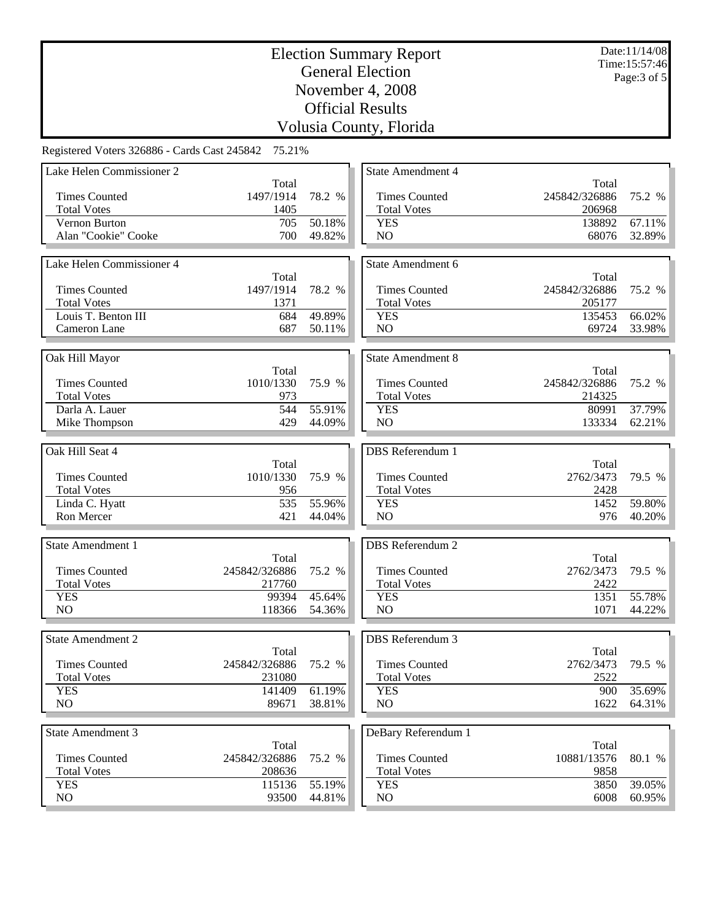# Election Summary Report
## General Election
## November 4, 2008
## Official Results
## Volusia County, Florida

Date:11/14/08
Time:15:57:46

Registered Voters 326886 - Cards Cast 245842 75.21%

### Lake Helen Commissioner 2

| | Total | |
|---|---|---|
| Times Counted | 1497/1914 | 78.2 % |
| Total Votes | 1405 | |
| Vernon Burton | 705 | 50.18% |
| Alan "Cookie" Cooke | 700 | 49.82% |

### Lake Helen Commissioner 4

| | Total | |
|---|---|---|
| Times Counted | 1497/1914 | 78.2 % |
| Total Votes | 1371 | |
| Louis T. Benton III | 684 | 49.89% |
| Cameron Lane | 687 | 50.11% |

### Oak Hill Mayor

| | Total | |
|---|---|---|
| Times Counted | 1010/1330 | 75.9 % |
| Total Votes | 973 | |
| Darla A. Lauer | 544 | 55.91% |
| Mike Thompson | 429 | 44.09% |

### Oak Hill Seat 4

| | Total | |
|---|---|---|
| Times Counted | 1010/1330 | 75.9 % |
| Total Votes | 956 | |
| Linda C. Hyatt | 535 | 55.96% |
| Ron Mercer | 421 | 44.04% |

### State Amendment 1

| | Total | |
|---|---|---|
| Times Counted | 245842/326886 | 75.2 % |
| Total Votes | 217760 | |
| YES | 99394 | 45.64% |
| NO | 118366 | 54.36% |

### State Amendment 2

| | Total | |
|---|---|---|
| Times Counted | 245842/326886 | 75.2 % |
| Total Votes | 231080 | |
| YES | 141409 | 61.19% |
| NO | 89671 | 38.81% |

### State Amendment 3

| | Total | |
|---|---|---|
| Times Counted | 245842/326886 | 75.2 % |
| Total Votes | 208636 | |
| YES | 115136 | 55.19% |
| NO | 93500 | 44.81% |

### State Amendment 4

| | Total | |
|---|---|---|
| Times Counted | 245842/326886 | 75.2 % |
| Total Votes | 206968 | |
| YES | 138892 | 67.11% |
| NO | 68076 | 32.89% |

### State Amendment 6

| | Total | |
|---|---|---|
| Times Counted | 245842/326886 | 75.2 % |
| Total Votes | 205177 | |
| YES | 135453 | 66.02% |
| NO | 69724 | 33.98% |

### State Amendment 8

| | Total | |
|---|---|---|
| Times Counted | 245842/326886 | 75.2 % |
| Total Votes | 214325 | |
| YES | 80991 | 37.79% |
| NO | 133334 | 62.21% |

### DBS Referendum 1

| | Total | |
|---|---|---|
| Times Counted | 2762/3473 | 79.5 % |
| Total Votes | 2428 | |
| YES | 1452 | 59.80% |
| NO | 976 | 40.20% |

### DBS Referendum 2

| | Total | |
|---|---|---|
| Times Counted | 2762/3473 | 79.5 % |
| Total Votes | 2422 | |
| YES | 1351 | 55.78% |
| NO | 1071 | 44.22% |

### DBS Referendum 3

| | Total | |
|---|---|---|
| Times Counted | 2762/3473 | 79.5 % |
| Total Votes | 2522 | |
| YES | 900 | 35.69% |
| NO | 1622 | 64.31% |

### DeBary Referendum 1

| | Total | |
|---|---|---|
| Times Counted | 10881/13576 | 80.1 % |
| Total Votes | 9858 | |
| YES | 3850 | 39.05% |
| NO | 6008 | 60.95% |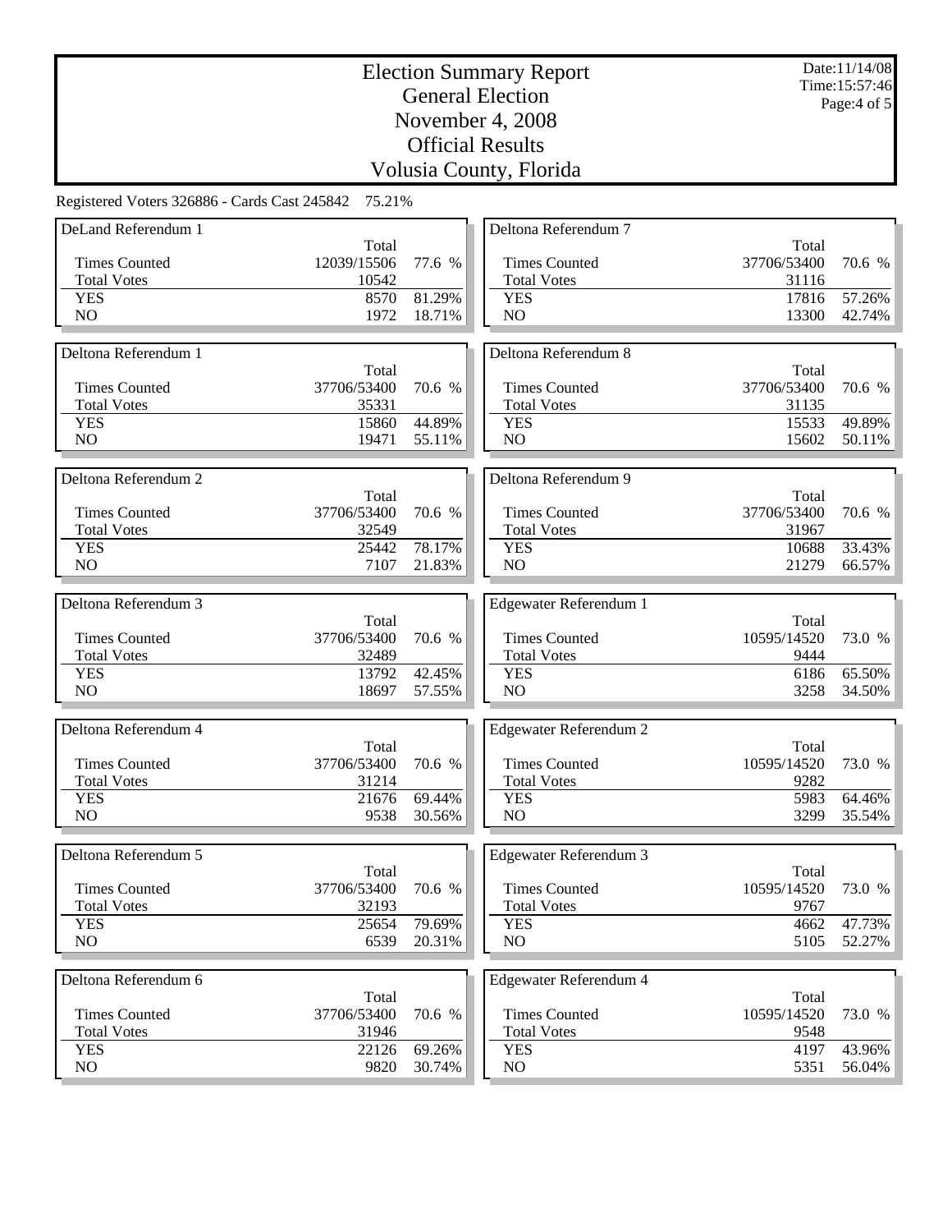# Election Summary Report
## General Election
## November 4, 2008
## Official Results
## Volusia County, Florida

Date:11/14/08
Time:15:57:46

Registered Voters 326886 - Cards Cast 245842 75.21%

### DeLand Referendum 1

| | Total | |
|---|---|---|
| Times Counted | 12039/15506 | 77.6 % |
| Total Votes | 10542 | |
| YES | 8570 | 81.29% |
| NO | 1972 | 18.71% |

### Deltona Referendum 1

| | Total | |
|---|---|---|
| Times Counted | 37706/53400 | 70.6 % |
| Total Votes | 35331 | |
| YES | 15860 | 44.89% |
| NO | 19471 | 55.11% |

### Deltona Referendum 2

| | Total | |
|---|---|---|
| Times Counted | 37706/53400 | 70.6 % |
| Total Votes | 32549 | |
| YES | 25442 | 78.17% |
| NO | 7107 | 21.83% |

### Deltona Referendum 3

| | Total | |
|---|---|---|
| Times Counted | 37706/53400 | 70.6 % |
| Total Votes | 32489 | |
| YES | 13792 | 42.45% |
| NO | 18697 | 57.55% |

### Deltona Referendum 4

| | Total | |
|---|---|---|
| Times Counted | 37706/53400 | 70.6 % |
| Total Votes | 31214 | |
| YES | 21676 | 69.44% |
| NO | 9538 | 30.56% |

### Deltona Referendum 5

| | Total | |
|---|---|---|
| Times Counted | 37706/53400 | 70.6 % |
| Total Votes | 32193 | |
| YES | 25654 | 79.69% |
| NO | 6539 | 20.31% |

### Deltona Referendum 6

| | Total | |
|---|---|---|
| Times Counted | 37706/53400 | 70.6 % |
| Total Votes | 31946 | |
| YES | 22126 | 69.26% |
| NO | 9820 | 30.74% |

### Deltona Referendum 7

| | Total | |
|---|---|---|
| Times Counted | 37706/53400 | 70.6 % |
| Total Votes | 31116 | |
| YES | 17816 | 57.26% |
| NO | 13300 | 42.74% |

### Deltona Referendum 8

| | Total | |
|---|---|---|
| Times Counted | 37706/53400 | 70.6 % |
| Total Votes | 31135 | |
| YES | 15533 | 49.89% |
| NO | 15602 | 50.11% |

### Deltona Referendum 9

| | Total | |
|---|---|---|
| Times Counted | 37706/53400 | 70.6 % |
| Total Votes | 31967 | |
| YES | 10688 | 33.43% |
| NO | 21279 | 66.57% |

### Edgewater Referendum 1

| | Total | |
|---|---|---|
| Times Counted | 10595/14520 | 73.0 % |
| Total Votes | 9444 | |
| YES | 6186 | 65.50% |
| NO | 3258 | 34.50% |

### Edgewater Referendum 2

| | Total | |
|---|---|---|
| Times Counted | 10595/14520 | 73.0 % |
| Total Votes | 9282 | |
| YES | 5983 | 64.46% |
| NO | 3299 | 35.54% |

### Edgewater Referendum 3

| | Total | |
|---|---|---|
| Times Counted | 10595/14520 | 73.0 % |
| Total Votes | 9767 | |
| YES | 4662 | 47.73% |
| NO | 5105 | 52.27% |

### Edgewater Referendum 4

| | Total | |
|---|---|---|
| Times Counted | 10595/14520 | 73.0 % |
| Total Votes | 9548 | |
| YES | 4197 | 43.96% |
| NO | 5351 | 56.04% |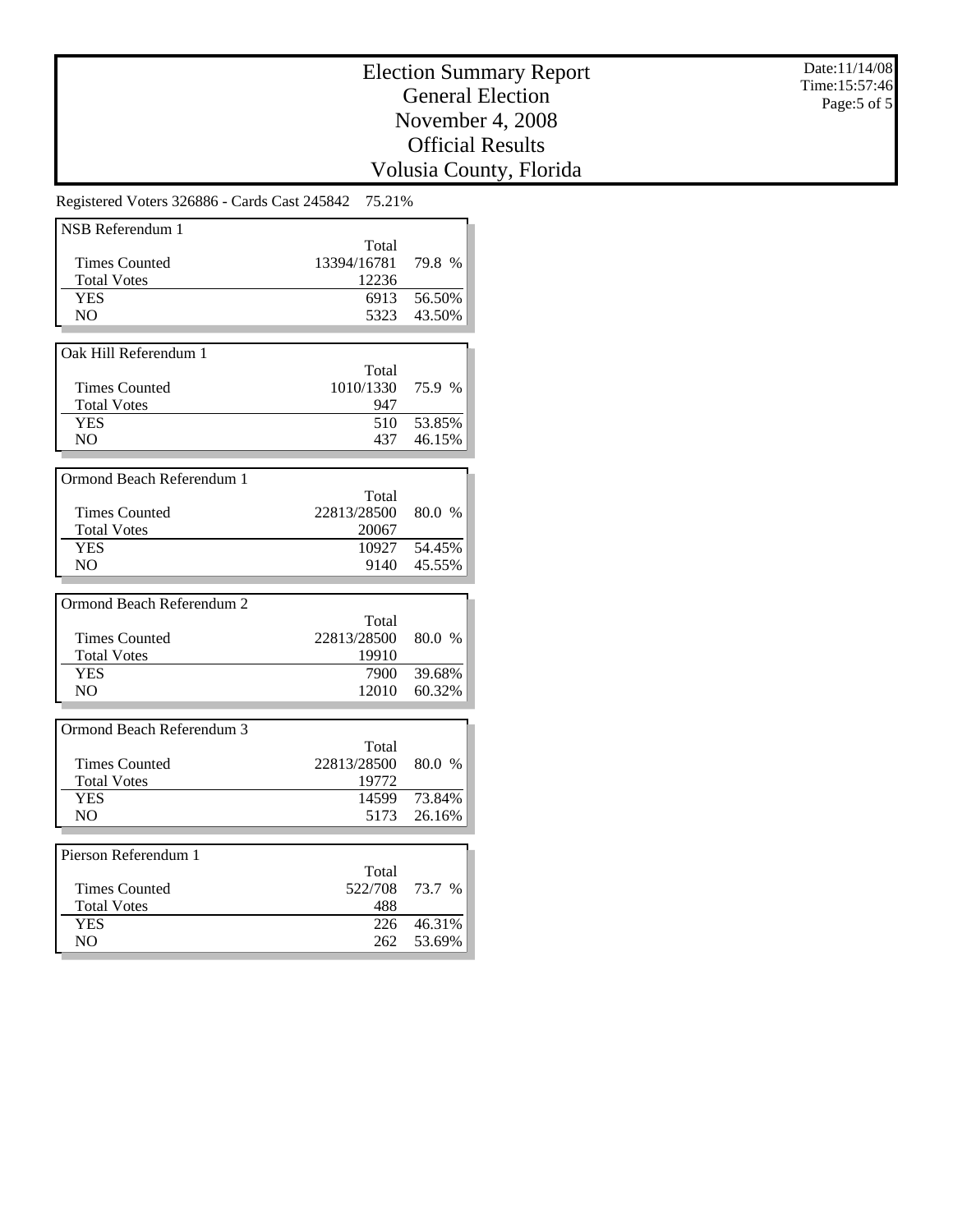# Election Summary Report
## General Election
## November 4, 2008
## Official Results
## Volusia County, Florida

Date:11/14/08
Time:15:57:46

Registered Voters 326886 - Cards Cast 245842 75.21%

| NSB Referendum 1 | Total | |
|---|---|---|
| Times Counted | 13394/16781 | 79.8 % |
| Total Votes | 12236 | |
| YES | 6913 | 56.50% |
| NO | 5323 | 43.50% |

| Oak Hill Referendum 1 | Total | |
|---|---|---|
| Times Counted | 1010/1330 | 75.9 % |
| Total Votes | 947 | |
| YES | 510 | 53.85% |
| NO | 437 | 46.15% |

| Ormond Beach Referendum 1 | Total | |
|---|---|---|
| Times Counted | 22813/28500 | 80.0 % |
| Total Votes | 20067 | |
| YES | 10927 | 54.45% |
| NO | 9140 | 45.55% |

| Ormond Beach Referendum 2 | Total | |
|---|---|---|
| Times Counted | 22813/28500 | 80.0 % |
| Total Votes | 19910 | |
| YES | 7900 | 39.68% |
| NO | 12010 | 60.32% |

| Ormond Beach Referendum 3 | Total | |
|---|---|---|
| Times Counted | 22813/28500 | 80.0 % |
| Total Votes | 19772 | |
| YES | 14599 | 73.84% |
| NO | 5173 | 26.16% |

| Pierson Referendum 1 | Total | |
|---|---|---|
| Times Counted | 522/708 | 73.7 % |
| Total Votes | 488 | |
| YES | 226 | 46.31% |
| NO | 262 | 53.69% |